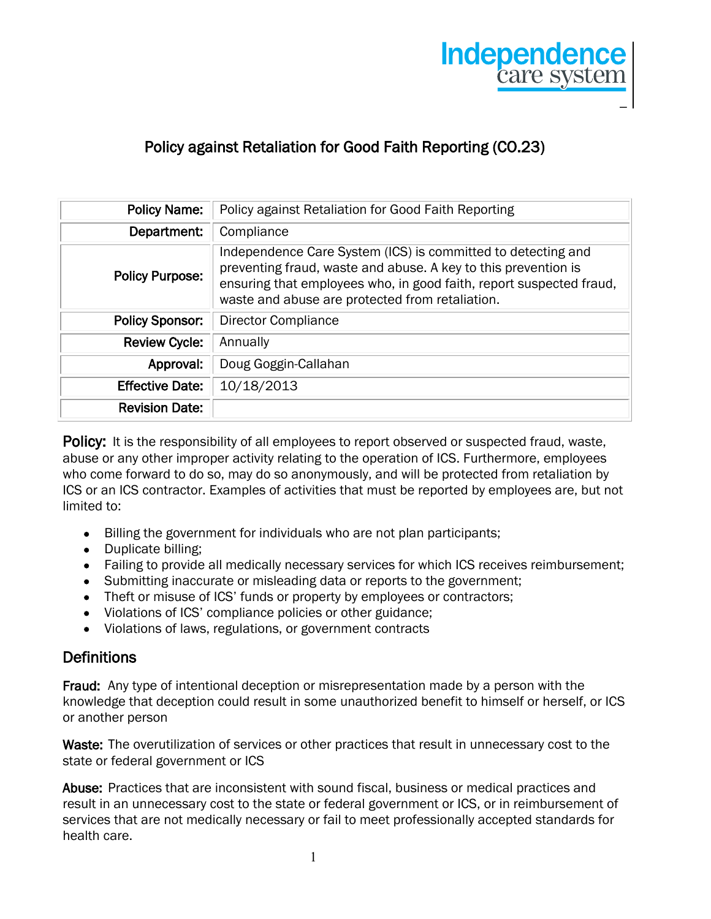Independence care system

# Policy against Retaliation for Good Faith Reporting (CO.23)

| | |
|---|---|
| **Policy Name:** | Policy against Retaliation for Good Faith Reporting |
| **Department:** | Compliance |
| **Policy Purpose:** | Independence Care System (ICS) is committed to detecting and preventing fraud, waste and abuse. A key to this prevention is ensuring that employees who, in good faith, report suspected fraud, waste and abuse are protected from retaliation. |
| **Policy Sponsor:** | Director Compliance |
| **Review Cycle:** | Annually |
| **Approval:** | Doug Goggin-Callahan |
| **Effective Date:** | 10/18/2013 |
| **Revision Date:** | |

**Policy:** It is the responsibility of all employees to report observed or suspected fraud, waste, abuse or any other improper activity relating to the operation of ICS. Furthermore, employees who come forward to do so, may do so anonymously, and will be protected from retaliation by ICS or an ICS contractor. Examples of activities that must be reported by employees are, but not limited to:

- Billing the government for individuals who are not plan participants;
- Duplicate billing;
- Failing to provide all medically necessary services for which ICS receives reimbursement;
- Submitting inaccurate or misleading data or reports to the government;
- Theft or misuse of ICS' funds or property by employees or contractors;
- Violations of ICS' compliance policies or other guidance;
- Violations of laws, regulations, or government contracts

## Definitions

**Fraud:** Any type of intentional deception or misrepresentation made by a person with the knowledge that deception could result in some unauthorized benefit to himself or herself, or ICS or another person

**Waste:** The overutilization of services or other practices that result in unnecessary cost to the state or federal government or ICS

**Abuse:** Practices that are inconsistent with sound fiscal, business or medical practices and result in an unnecessary cost to the state or federal government or ICS, or in reimbursement of services that are not medically necessary or fail to meet professionally accepted standards for health care.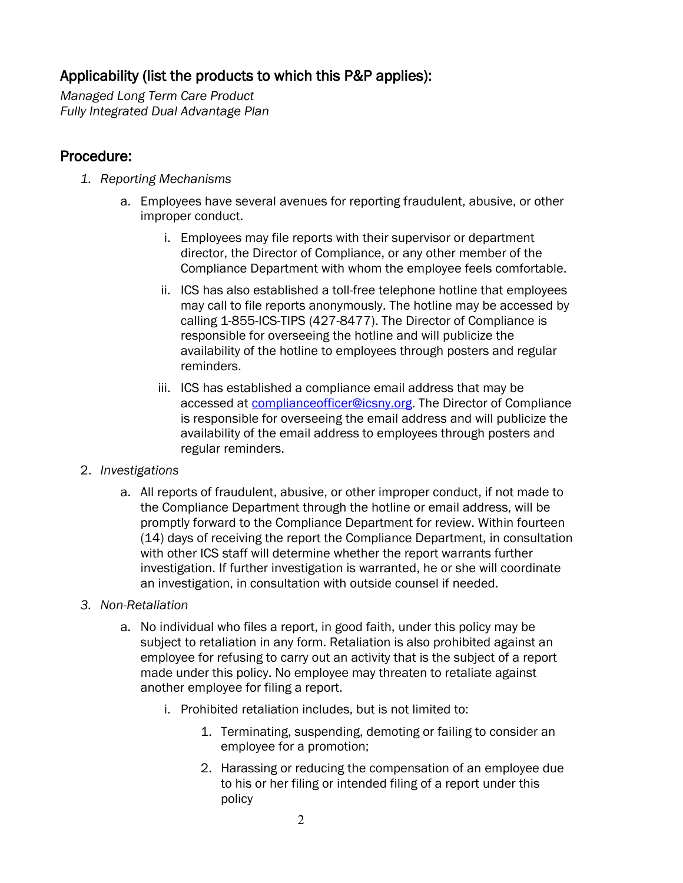## Applicability (list the products to which this P&P applies):

*Managed Long Term Care Product*
*Fully Integrated Dual Advantage Plan*

## Procedure:

1. *Reporting Mechanisms*
    a. Employees have several avenues for reporting fraudulent, abusive, or other improper conduct.
        i. Employees may file reports with their supervisor or department director, the Director of Compliance, or any other member of the Compliance Department with whom the employee feels comfortable.
        ii. ICS has also established a toll-free telephone hotline that employees may call to file reports anonymously. The hotline may be accessed by calling 1-855-ICS-TIPS (427-8477). The Director of Compliance is responsible for overseeing the hotline and will publicize the availability of the hotline to employees through posters and regular reminders.
        iii. ICS has established a compliance email address that may be accessed at [complianceofficer@icsny.org](mailto:complianceofficer@icsny.org). The Director of Compliance is responsible for overseeing the email address and will publicize the availability of the email address to employees through posters and regular reminders.
2. *Investigations*
    a. All reports of fraudulent, abusive, or other improper conduct, if not made to the Compliance Department through the hotline or email address, will be promptly forward to the Compliance Department for review. Within fourteen (14) days of receiving the report the Compliance Department, in consultation with other ICS staff will determine whether the report warrants further investigation. If further investigation is warranted, he or she will coordinate an investigation, in consultation with outside counsel if needed.
3. *Non-Retaliation*
    a. No individual who files a report, in good faith, under this policy may be subject to retaliation in any form. Retaliation is also prohibited against an employee for refusing to carry out an activity that is the subject of a report made under this policy. No employee may threaten to retaliate against another employee for filing a report.
        i. Prohibited retaliation includes, but is not limited to:
            1. Terminating, suspending, demoting or failing to consider an employee for a promotion;
            2. Harassing or reducing the compensation of an employee due to his or her filing or intended filing of a report under this policy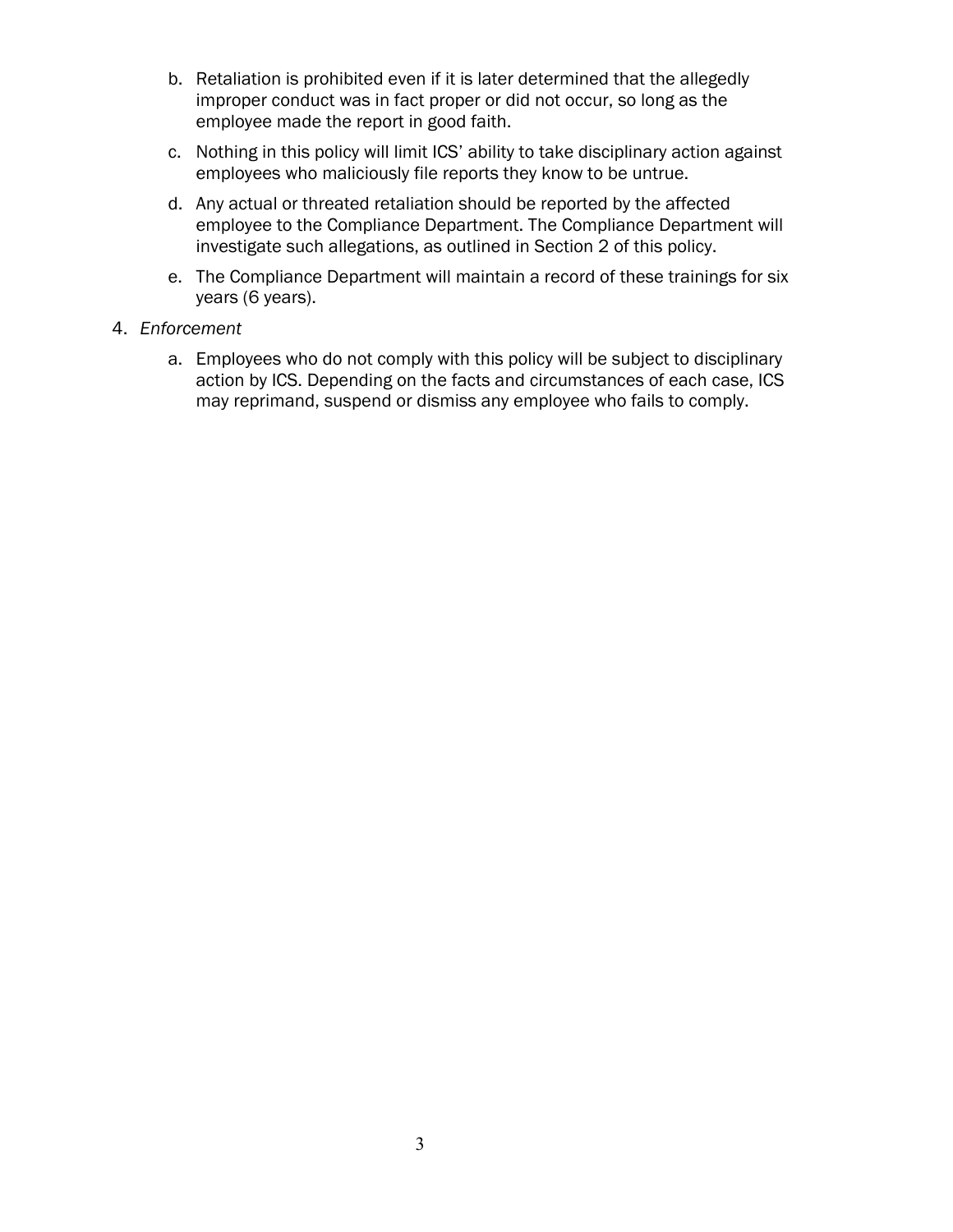b. Retaliation is prohibited even if it is later determined that the allegedly improper conduct was in fact proper or did not occur, so long as the employee made the report in good faith.

c. Nothing in this policy will limit ICS' ability to take disciplinary action against employees who maliciously file reports they know to be untrue.

d. Any actual or threated retaliation should be reported by the affected employee to the Compliance Department. The Compliance Department will investigate such allegations, as outlined in Section 2 of this policy.

e. The Compliance Department will maintain a record of these trainings for six years (6 years).

4. *Enforcement*

    a. Employees who do not comply with this policy will be subject to disciplinary action by ICS. Depending on the facts and circumstances of each case, ICS may reprimand, suspend or dismiss any employee who fails to comply.